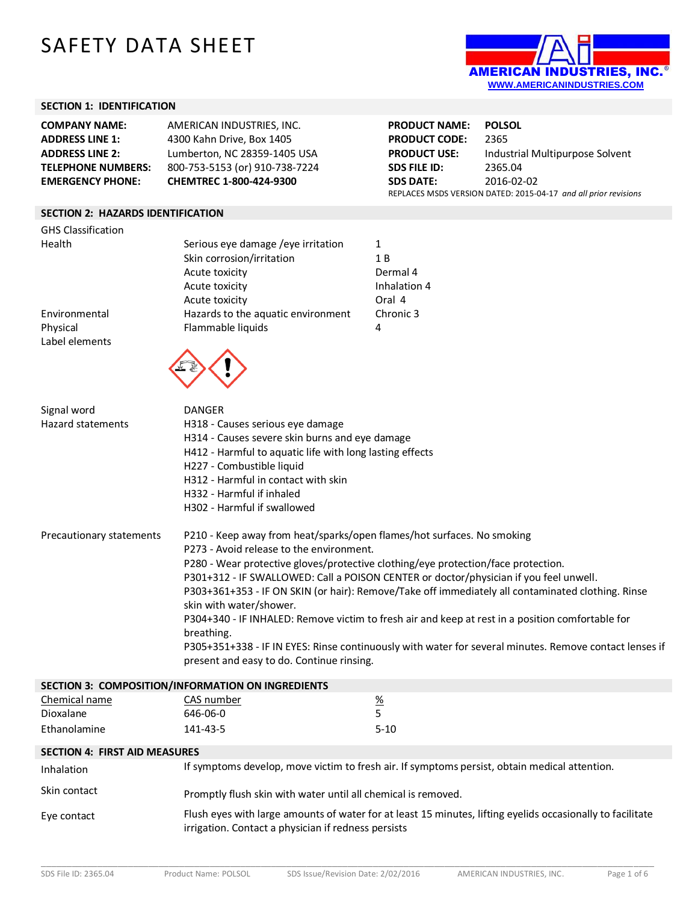# SAFETY DATA SHEET

AMERICAN INDUSTRIES, INC.®
WWW.AMERICANINDUSTRIES.COM

## SECTION 1: IDENTIFICATION

| | |
|---|---|
| **COMPANY NAME:** | AMERICAN INDUSTRIES, INC. |
| **ADDRESS LINE 1:** | 4300 Kahn Drive, Box 1405 |
| **ADDRESS LINE 2:** | Lumberton, NC 28359-1405 USA |
| **TELEPHONE NUMBERS:** | 800-753-5153 (or) 910-738-7224 |
| **EMERGENCY PHONE:** | **CHEMTREC 1-800-424-9300** |

| | |
|---|---|
| **PRODUCT NAME:** | **POLSOL** |
| **PRODUCT CODE:** | 2365 |
| **PRODUCT USE:** | Industrial Multipurpose Solvent |
| **SDS FILE ID:** | 2365.04 |
| **SDS DATE:** | 2016-02-02 |

REPLACES MSDS VERSION DATED: 2015-04-17 *and all prior revisions*

## SECTION 2: HAZARDS IDENTIFICATION

GHS Classification

| | | |
|---|---|---|
| Health | Serious eye damage /eye irritation | 1 |
| | Skin corrosion/irritation | 1 B |
| | Acute toxicity | Dermal 4 |
| | Acute toxicity | Inhalation 4 |
| | Acute toxicity | Oral 4 |
| Environmental | Hazards to the aquatic environment | Chronic 3 |
| Physical | Flammable liquids | 4 |

Label elements

Signal word: DANGER

Hazard statements:
- H318 - Causes serious eye damage
- H314 - Causes severe skin burns and eye damage
- H412 - Harmful to aquatic life with long lasting effects
- H227 - Combustible liquid
- H312 - Harmful in contact with skin
- H332 - Harmful if inhaled
- H302 - Harmful if swallowed

Precautionary statements:
- P210 - Keep away from heat/sparks/open flames/hot surfaces. No smoking
- P273 - Avoid release to the environment.
- P280 - Wear protective gloves/protective clothing/eye protection/face protection.
- P301+312 - IF SWALLOWED: Call a POISON CENTER or doctor/physician if you feel unwell.
- P303+361+353 - IF ON SKIN (or hair): Remove/Take off immediately all contaminated clothing. Rinse skin with water/shower.
- P304+340 - IF INHALED: Remove victim to fresh air and keep at rest in a position comfortable for breathing.
- P305+351+338 - IF IN EYES: Rinse continuously with water for several minutes. Remove contact lenses if present and easy to do. Continue rinsing.

## SECTION 3: COMPOSITION/INFORMATION ON INGREDIENTS

| Chemical name | CAS number | % |
|---|---|---|
| Dioxalane | 646-06-0 | 5 |
| Ethanolamine | 141-43-5 | 5-10 |

## SECTION 4: FIRST AID MEASURES

| | |
|---|---|
| Inhalation | If symptoms develop, move victim to fresh air. If symptoms persist, obtain medical attention. |
| Skin contact | Promptly flush skin with water until all chemical is removed. |
| Eye contact | Flush eyes with large amounts of water for at least 15 minutes, lifting eyelids occasionally to facilitate irrigation. Contact a physician if redness persists |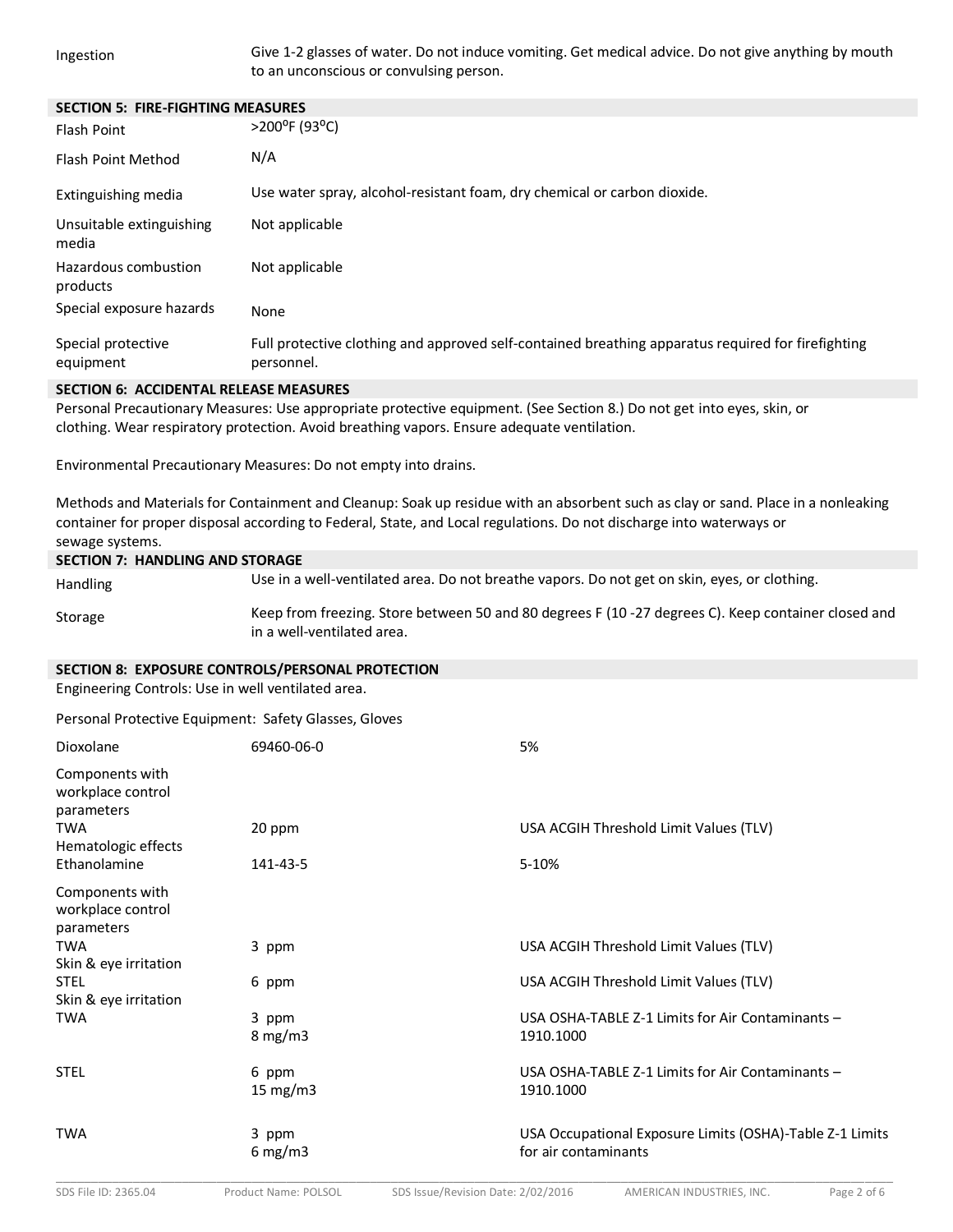| | |
|---|---|
| Ingestion | Give 1-2 glasses of water. Do not induce vomiting. Get medical advice. Do not give anything by mouth to an unconscious or convulsing person. |

## SECTION 5: FIRE-FIGHTING MEASURES

| | |
|---|---|
| Flash Point | >200⁰F (93⁰C) |
| Flash Point Method | N/A |
| Extinguishing media | Use water spray, alcohol-resistant foam, dry chemical or carbon dioxide. |
| Unsuitable extinguishing media | Not applicable |
| Hazardous combustion products | Not applicable |
| Special exposure hazards | None |
| Special protective equipment | Full protective clothing and approved self-contained breathing apparatus required for firefighting personnel. |

## SECTION 6: ACCIDENTAL RELEASE MEASURES

Personal Precautionary Measures: Use appropriate protective equipment. (See Section 8.) Do not get into eyes, skin, or clothing. Wear respiratory protection. Avoid breathing vapors. Ensure adequate ventilation.

Environmental Precautionary Measures: Do not empty into drains.

Methods and Materials for Containment and Cleanup: Soak up residue with an absorbent such as clay or sand. Place in a nonleaking container for proper disposal according to Federal, State, and Local regulations. Do not discharge into waterways or sewage systems.

## SECTION 7: HANDLING AND STORAGE

| | |
|---|---|
| Handling | Use in a well-ventilated area. Do not breathe vapors. Do not get on skin, eyes, or clothing. |
| Storage | Keep from freezing. Store between 50 and 80 degrees F (10 -27 degrees C). Keep container closed and in a well-ventilated area. |

## SECTION 8: EXPOSURE CONTROLS/PERSONAL PROTECTION

Engineering Controls: Use in well ventilated area.

Personal Protective Equipment: Safety Glasses, Gloves

| | | |
|---|---|---|
| Dioxolane | 69460-06-0 | 5% |
| Components with workplace control parameters | | |
| TWA | 20 ppm | USA ACGIH Threshold Limit Values (TLV) |
| Hematologic effects | | |
| Ethanolamine | 141-43-5 | 5-10% |
| Components with workplace control parameters | | |
| TWA | 3 ppm | USA ACGIH Threshold Limit Values (TLV) |
| Skin & eye irritation | | |
| STEL | 6 ppm | USA ACGIH Threshold Limit Values (TLV) |
| Skin & eye irritation | | |
| TWA | 3 ppm<br>8 mg/m3 | USA OSHA-TABLE Z-1 Limits for Air Contaminants – 1910.1000 |
| STEL | 6 ppm<br>15 mg/m3 | USA OSHA-TABLE Z-1 Limits for Air Contaminants – 1910.1000 |
| TWA | 3 ppm<br>6 mg/m3 | USA Occupational Exposure Limits (OSHA)-Table Z-1 Limits for air contaminants |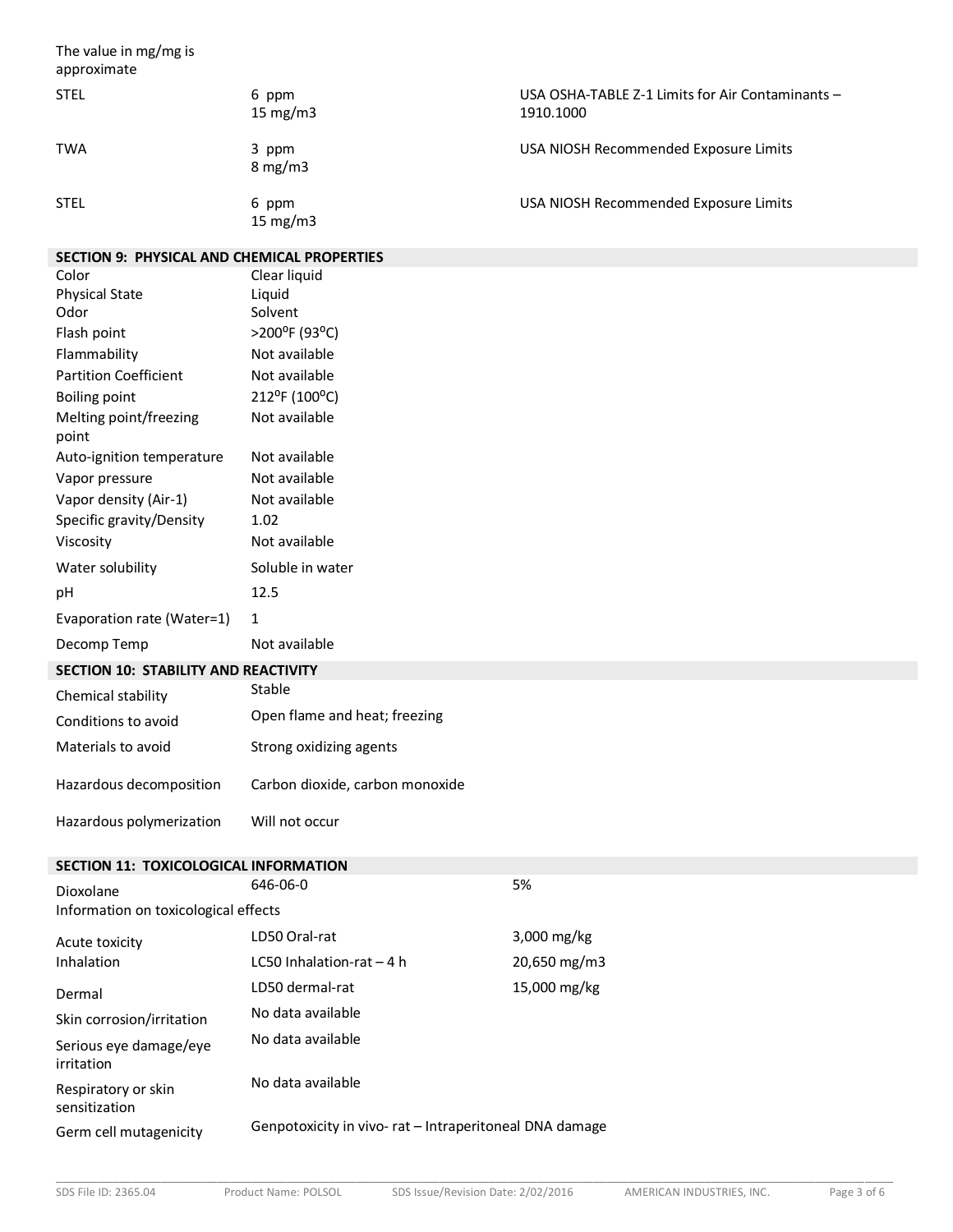| | | |
|---|---|---|
| The value in mg/mg is approximate | | |
| STEL | 6 ppm<br>15 mg/m3 | USA OSHA-TABLE Z-1 Limits for Air Contaminants – 1910.1000 |
| TWA | 3 ppm<br>8 mg/m3 | USA NIOSH Recommended Exposure Limits |
| STEL | 6 ppm<br>15 mg/m3 | USA NIOSH Recommended Exposure Limits |

## SECTION 9: PHYSICAL AND CHEMICAL PROPERTIES

| | |
|---|---|
| Color | Clear liquid |
| Physical State | Liquid |
| Odor | Solvent |
| Flash point | >200°F (93°C) |
| Flammability | Not available |
| Partition Coefficient | Not available |
| Boiling point | 212°F (100°C) |
| Melting point/freezing point | Not available |
| Auto-ignition temperature | Not available |
| Vapor pressure | Not available |
| Vapor density (Air-1) | Not available |
| Specific gravity/Density | 1.02 |
| Viscosity | Not available |
| Water solubility | Soluble in water |
| pH | 12.5 |
| Evaporation rate (Water=1) | 1 |
| Decomp Temp | Not available |

## SECTION 10: STABILITY AND REACTIVITY

| | |
|---|---|
| Chemical stability | Stable |
| Conditions to avoid | Open flame and heat; freezing |
| Materials to avoid | Strong oxidizing agents |
| Hazardous decomposition | Carbon dioxide, carbon monoxide |
| Hazardous polymerization | Will not occur |

## SECTION 11: TOXICOLOGICAL INFORMATION

| | | |
|---|---|---|
| Dioxolane | 646-06-0 | 5% |
| Information on toxicological effects | | |
| Acute toxicity | LD50 Oral-rat | 3,000 mg/kg |
| Inhalation | LC50 Inhalation-rat – 4 h | 20,650 mg/m3 |
| Dermal | LD50 dermal-rat | 15,000 mg/kg |
| Skin corrosion/irritation | No data available | |
| Serious eye damage/eye irritation | No data available | |
| Respiratory or skin sensitization | No data available | |
| Germ cell mutagenicity | Genpotoxicity in vivo- rat – Intraperitoneal DNA damage | |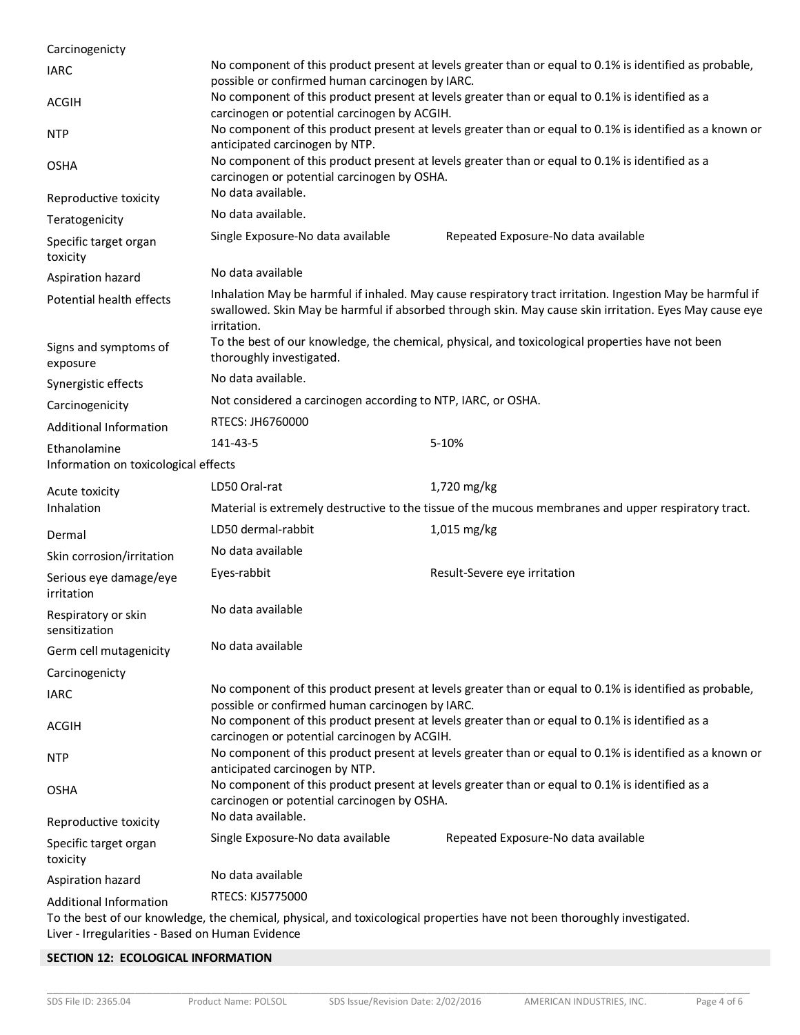| | | |
|---|---|---|
| Carcinogenicty | | |
| IARC | No component of this product present at levels greater than or equal to 0.1% is identified as probable, possible or confirmed human carcinogen by IARC. | |
| ACGIH | No component of this product present at levels greater than or equal to 0.1% is identified as a carcinogen or potential carcinogen by ACGIH. | |
| NTP | No component of this product present at levels greater than or equal to 0.1% is identified as a known or anticipated carcinogen by NTP. | |
| OSHA | No component of this product present at levels greater than or equal to 0.1% is identified as a carcinogen or potential carcinogen by OSHA. | |
| Reproductive toxicity | No data available. | |
| Teratogenicity | No data available. | |
| Specific target organ toxicity | Single Exposure-No data available | Repeated Exposure-No data available |
| Aspiration hazard | No data available | |
| Potential health effects | Inhalation May be harmful if inhaled. May cause respiratory tract irritation. Ingestion May be harmful if swallowed. Skin May be harmful if absorbed through skin. May cause skin irritation. Eyes May cause eye irritation. | |
| Signs and symptoms of exposure | To the best of our knowledge, the chemical, physical, and toxicological properties have not been thoroughly investigated. | |
| Synergistic effects | No data available. | |
| Carcinogenicity | Not considered a carcinogen according to NTP, IARC, or OSHA. | |
| Additional Information | RTECS: JH6760000 | |
| Ethanolamine | 141-43-5 | 5-10% |

Information on toxicological effects

| | | |
|---|---|---|
| Acute toxicity | LD50 Oral-rat | 1,720 mg/kg |
| Inhalation | Material is extremely destructive to the tissue of the mucous membranes and upper respiratory tract. | |
| Dermal | LD50 dermal-rabbit | 1,015 mg/kg |
| Skin corrosion/irritation | No data available | |
| Serious eye damage/eye irritation | Eyes-rabbit | Result-Severe eye irritation |
| Respiratory or skin sensitization | No data available | |
| Germ cell mutagenicity | No data available | |
| Carcinogenicty | | |
| IARC | No component of this product present at levels greater than or equal to 0.1% is identified as probable, possible or confirmed human carcinogen by IARC. | |
| ACGIH | No component of this product present at levels greater than or equal to 0.1% is identified as a carcinogen or potential carcinogen by ACGIH. | |
| NTP | No component of this product present at levels greater than or equal to 0.1% is identified as a known or anticipated carcinogen by NTP. | |
| OSHA | No component of this product present at levels greater than or equal to 0.1% is identified as a carcinogen or potential carcinogen by OSHA. | |
| Reproductive toxicity | No data available. | |
| Specific target organ toxicity | Single Exposure-No data available | Repeated Exposure-No data available |
| Aspiration hazard | No data available | |
| Additional Information | RTECS: KJ5775000 | |

To the best of our knowledge, the chemical, physical, and toxicological properties have not been thoroughly investigated.

Liver - Irregularities - Based on Human Evidence

## SECTION 12: ECOLOGICAL INFORMATION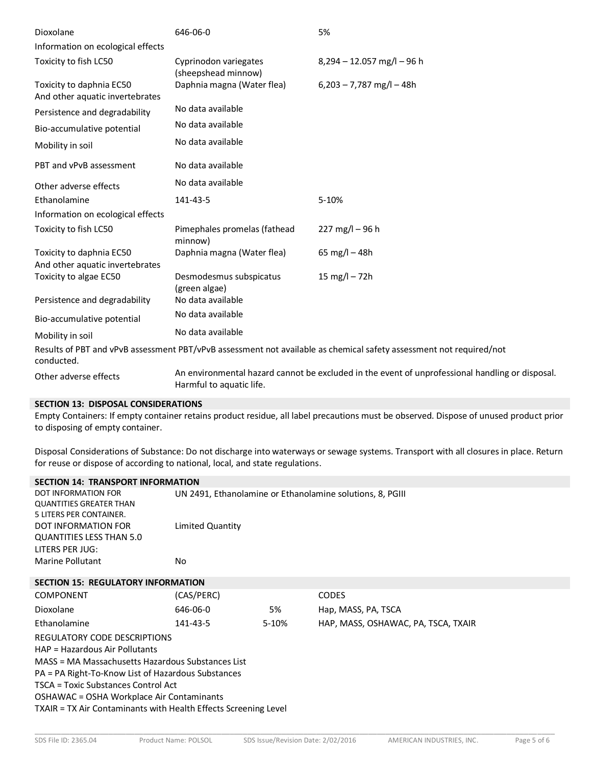| Dioxolane | 646-06-0 | 5% |
|---|---|---|
| Information on ecological effects | | |
| Toxicity to fish LC50 | Cyprinodon variegates (sheepshead minnow) | 8,294 – 12.057 mg/l – 96 h |
| Toxicity to daphnia EC50 And other aquatic invertebrates | Daphnia magna (Water flea) | 6,203 – 7,787 mg/l – 48h |
| Persistence and degradability | No data available | |
| Bio-accumulative potential | No data available | |
| Mobility in soil | No data available | |
| PBT and vPvB assessment | No data available | |
| Other adverse effects | No data available | |
| Ethanolamine | 141-43-5 | 5-10% |
| Information on ecological effects | | |
| Toxicity to fish LC50 | Pimephales promelas (fathead minnow) | 227 mg/l – 96 h |
| Toxicity to daphnia EC50 And other aquatic invertebrates | Daphnia magna (Water flea) | 65 mg/l – 48h |
| Toxicity to algae EC50 | Desmodesmus subspicatus (green algae) | 15 mg/l – 72h |
| Persistence and degradability | No data available | |
| Bio-accumulative potential | No data available | |
| Mobility in soil | No data available | |

Results of PBT and vPvB assessment PBT/vPvB assessment not available as chemical safety assessment not required/not conducted.

Other adverse effects: An environmental hazard cannot be excluded in the event of unprofessional handling or disposal. Harmful to aquatic life.

## SECTION 13: DISPOSAL CONSIDERATIONS

Empty Containers: If empty container retains product residue, all label precautions must be observed. Dispose of unused product prior to disposing of empty container.

Disposal Considerations of Substance: Do not discharge into waterways or sewage systems. Transport with all closures in place. Return for reuse or dispose of according to national, local, and state regulations.

## SECTION 14: TRANSPORT INFORMATION

| | |
|---|---|
| DOT INFORMATION FOR QUANTITIES GREATER THAN 5 LITERS PER CONTAINER. | UN 2491, Ethanolamine or Ethanolamine solutions, 8, PGIII |
| DOT INFORMATION FOR QUANTITIES LESS THAN 5.0 LITERS PER JUG: | Limited Quantity |
| Marine Pollutant | No |

## SECTION 15: REGULATORY INFORMATION

| COMPONENT | (CAS/PERC) | | CODES |
|---|---|---|---|
| Dioxolane | 646-06-0 | 5% | Hap, MASS, PA, TSCA |
| Ethanolamine | 141-43-5 | 5-10% | HAP, MASS, OSHAWAC, PA, TSCA, TXAIR |

REGULATORY CODE DESCRIPTIONS
HAP = Hazardous Air Pollutants
MASS = MA Massachusetts Hazardous Substances List
PA = PA Right-To-Know List of Hazardous Substances
TSCA = Toxic Substances Control Act
OSHAWAC = OSHA Workplace Air Contaminants
TXAIR = TX Air Contaminants with Health Effects Screening Level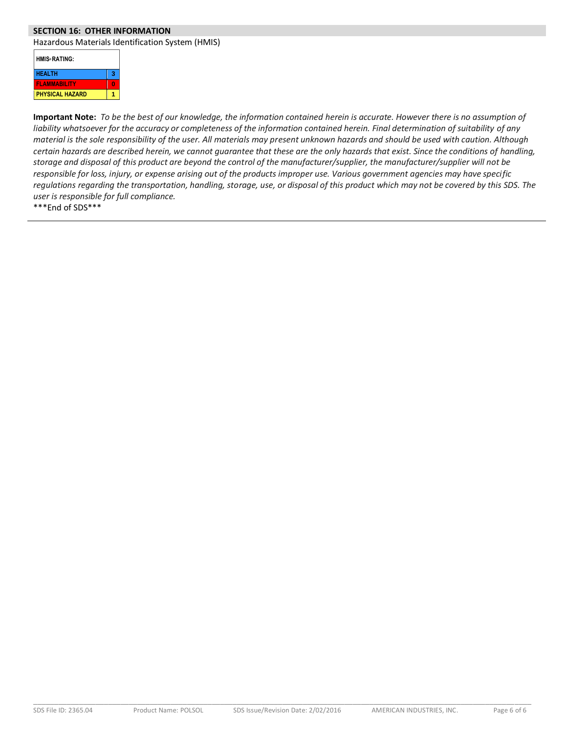## SECTION 16: OTHER INFORMATION

Hazardous Materials Identification System (HMIS)

| HMIS® RATING: | |
|---|---|
| HEALTH | 3 |
| FLAMMABILITY | 0 |
| PHYSICAL HAZARD | 1 |

**Important Note:** *To be the best of our knowledge, the information contained herein is accurate. However there is no assumption of liability whatsoever for the accuracy or completeness of the information contained herein. Final determination of suitability of any material is the sole responsibility of the user. All materials may present unknown hazards and should be used with caution. Although certain hazards are described herein, we cannot guarantee that these are the only hazards that exist. Since the conditions of handling, storage and disposal of this product are beyond the control of the manufacturer/supplier, the manufacturer/supplier will not be responsible for loss, injury, or expense arising out of the products improper use. Various government agencies may have specific regulations regarding the transportation, handling, storage, use, or disposal of this product which may not be covered by this SDS. The user is responsible for full compliance.*

***End of SDS***